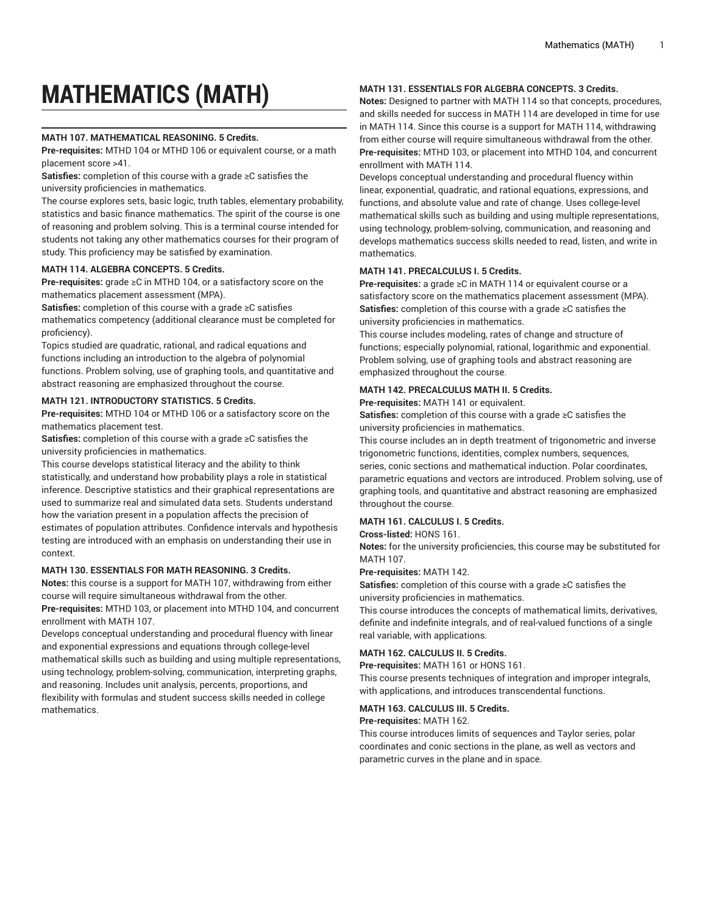# MATHEMATICS (MATH)

### MATH 107. MATHEMATICAL REASONING. 5 Credits.

**Pre-requisites:** MTHD 104 or MTHD 106 or equivalent course, or a math placement score >41.

**Satisfies:** completion of this course with a grade ≥C satisfies the university proficiencies in mathematics.

The course explores sets, basic logic, truth tables, elementary probability, statistics and basic finance mathematics. The spirit of the course is one of reasoning and problem solving. This is a terminal course intended for students not taking any other mathematics courses for their program of study. This proficiency may be satisfied by examination.

### MATH 114. ALGEBRA CONCEPTS. 5 Credits.

**Pre-requisites:** grade ≥C in MTHD 104, or a satisfactory score on the mathematics placement assessment (MPA).

**Satisfies:** completion of this course with a grade ≥C satisfies mathematics competency (additional clearance must be completed for proficiency).

Topics studied are quadratic, rational, and radical equations and functions including an introduction to the algebra of polynomial functions. Problem solving, use of graphing tools, and quantitative and abstract reasoning are emphasized throughout the course.

### MATH 121. INTRODUCTORY STATISTICS. 5 Credits.

**Pre-requisites:** MTHD 104 or MTHD 106 or a satisfactory score on the mathematics placement test.

**Satisfies:** completion of this course with a grade ≥C satisfies the university proficiencies in mathematics.

This course develops statistical literacy and the ability to think statistically, and understand how probability plays a role in statistical inference. Descriptive statistics and their graphical representations are used to summarize real and simulated data sets. Students understand how the variation present in a population affects the precision of estimates of population attributes. Confidence intervals and hypothesis testing are introduced with an emphasis on understanding their use in context.

### MATH 130. ESSENTIALS FOR MATH REASONING. 3 Credits.

**Notes:** this course is a support for MATH 107, withdrawing from either course will require simultaneous withdrawal from the other.

**Pre-requisites:** MTHD 103, or placement into MTHD 104, and concurrent enrollment with MATH 107.

Develops conceptual understanding and procedural fluency with linear and exponential expressions and equations through college-level mathematical skills such as building and using multiple representations, using technology, problem-solving, communication, interpreting graphs, and reasoning. Includes unit analysis, percents, proportions, and flexibility with formulas and student success skills needed in college mathematics.

### MATH 131. ESSENTIALS FOR ALGEBRA CONCEPTS. 3 Credits.

**Notes:** Designed to partner with MATH 114 so that concepts, procedures, and skills needed for success in MATH 114 are developed in time for use in MATH 114. Since this course is a support for MATH 114, withdrawing from either course will require simultaneous withdrawal from the other.

**Pre-requisites:** MTHD 103, or placement into MTHD 104, and concurrent enrollment with MATH 114.

Develops conceptual understanding and procedural fluency within linear, exponential, quadratic, and rational equations, expressions, and functions, and absolute value and rate of change. Uses college-level mathematical skills such as building and using multiple representations, using technology, problem-solving, communication, and reasoning and develops mathematics success skills needed to read, listen, and write in mathematics.

### MATH 141. PRECALCULUS I. 5 Credits.

**Pre-requisites:** a grade ≥C in MATH 114 or equivalent course or a satisfactory score on the mathematics placement assessment (MPA).

**Satisfies:** completion of this course with a grade ≥C satisfies the university proficiencies in mathematics.

This course includes modeling, rates of change and structure of functions; especially polynomial, rational, logarithmic and exponential. Problem solving, use of graphing tools and abstract reasoning are emphasized throughout the course.

### MATH 142. PRECALCULUS MATH II. 5 Credits.

**Pre-requisites:** MATH 141 or equivalent.

**Satisfies:** completion of this course with a grade ≥C satisfies the university proficiencies in mathematics.

This course includes an in depth treatment of trigonometric and inverse trigonometric functions, identities, complex numbers, sequences, series, conic sections and mathematical induction. Polar coordinates, parametric equations and vectors are introduced. Problem solving, use of graphing tools, and quantitative and abstract reasoning are emphasized throughout the course.

### MATH 161. CALCULUS I. 5 Credits.

**Cross-listed:** HONS 161.

**Notes:** for the university proficiencies, this course may be substituted for MATH 107.

**Pre-requisites:** MATH 142.

**Satisfies:** completion of this course with a grade ≥C satisfies the university proficiencies in mathematics.

This course introduces the concepts of mathematical limits, derivatives, definite and indefinite integrals, and of real-valued functions of a single real variable, with applications.

### MATH 162. CALCULUS II. 5 Credits.

**Pre-requisites:** MATH 161 or HONS 161.

This course presents techniques of integration and improper integrals, with applications, and introduces transcendental functions.

### MATH 163. CALCULUS III. 5 Credits.

**Pre-requisites:** MATH 162.

This course introduces limits of sequences and Taylor series, polar coordinates and conic sections in the plane, as well as vectors and parametric curves in the plane and in space.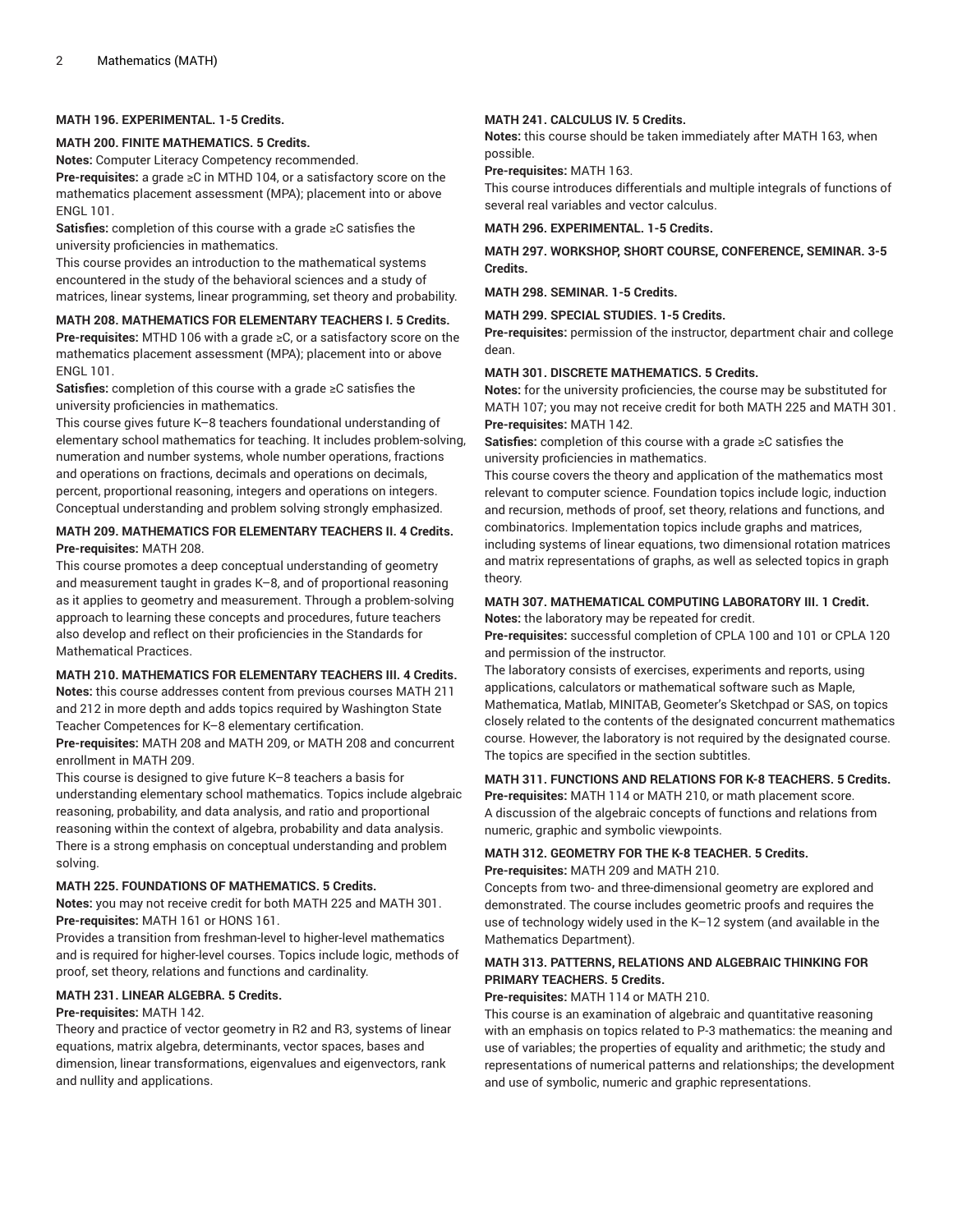**MATH 196. EXPERIMENTAL. 1-5 Credits.**

**MATH 200. FINITE MATHEMATICS. 5 Credits.**

**Notes:** Computer Literacy Competency recommended.
**Pre-requisites:** a grade ≥C in MTHD 104, or a satisfactory score on the mathematics placement assessment (MPA); placement into or above ENGL 101.
**Satisfies:** completion of this course with a grade ≥C satisfies the university proficiencies in mathematics.
This course provides an introduction to the mathematical systems encountered in the study of the behavioral sciences and a study of matrices, linear systems, linear programming, set theory and probability.

**MATH 208. MATHEMATICS FOR ELEMENTARY TEACHERS I. 5 Credits.**

**Pre-requisites:** MTHD 106 with a grade ≥C, or a satisfactory score on the mathematics placement assessment (MPA); placement into or above ENGL 101.
**Satisfies:** completion of this course with a grade ≥C satisfies the university proficiencies in mathematics.
This course gives future K–8 teachers foundational understanding of elementary school mathematics for teaching. It includes problem-solving, numeration and number systems, whole number operations, fractions and operations on fractions, decimals and operations on decimals, percent, proportional reasoning, integers and operations on integers. Conceptual understanding and problem solving strongly emphasized.

**MATH 209. MATHEMATICS FOR ELEMENTARY TEACHERS II. 4 Credits.**

**Pre-requisites:** MATH 208.
This course promotes a deep conceptual understanding of geometry and measurement taught in grades K–8, and of proportional reasoning as it applies to geometry and measurement. Through a problem-solving approach to learning these concepts and procedures, future teachers also develop and reflect on their proficiencies in the Standards for Mathematical Practices.

**MATH 210. MATHEMATICS FOR ELEMENTARY TEACHERS III. 4 Credits.**

**Notes:** this course addresses content from previous courses MATH 211 and 212 in more depth and adds topics required by Washington State Teacher Competences for K–8 elementary certification.
**Pre-requisites:** MATH 208 and MATH 209, or MATH 208 and concurrent enrollment in MATH 209.
This course is designed to give future K–8 teachers a basis for understanding elementary school mathematics. Topics include algebraic reasoning, probability, and data analysis, and ratio and proportional reasoning within the context of algebra, probability and data analysis. There is a strong emphasis on conceptual understanding and problem solving.

**MATH 225. FOUNDATIONS OF MATHEMATICS. 5 Credits.**

**Notes:** you may not receive credit for both MATH 225 and MATH 301.
**Pre-requisites:** MATH 161 or HONS 161.
Provides a transition from freshman-level to higher-level mathematics and is required for higher-level courses. Topics include logic, methods of proof, set theory, relations and functions and cardinality.

**MATH 231. LINEAR ALGEBRA. 5 Credits.**

**Pre-requisites:** MATH 142.
Theory and practice of vector geometry in R2 and R3, systems of linear equations, matrix algebra, determinants, vector spaces, bases and dimension, linear transformations, eigenvalues and eigenvectors, rank and nullity and applications.

**MATH 241. CALCULUS IV. 5 Credits.**

**Notes:** this course should be taken immediately after MATH 163, when possible.
**Pre-requisites:** MATH 163.
This course introduces differentials and multiple integrals of functions of several real variables and vector calculus.

**MATH 296. EXPERIMENTAL. 1-5 Credits.**

**MATH 297. WORKSHOP, SHORT COURSE, CONFERENCE, SEMINAR. 3-5 Credits.**

**MATH 298. SEMINAR. 1-5 Credits.**

**MATH 299. SPECIAL STUDIES. 1-5 Credits.**

**Pre-requisites:** permission of the instructor, department chair and college dean.

**MATH 301. DISCRETE MATHEMATICS. 5 Credits.**

**Notes:** for the university proficiencies, the course may be substituted for MATH 107; you may not receive credit for both MATH 225 and MATH 301.
**Pre-requisites:** MATH 142.
**Satisfies:** completion of this course with a grade ≥C satisfies the university proficiencies in mathematics.
This course covers the theory and application of the mathematics most relevant to computer science. Foundation topics include logic, induction and recursion, methods of proof, set theory, relations and functions, and combinatorics. Implementation topics include graphs and matrices, including systems of linear equations, two dimensional rotation matrices and matrix representations of graphs, as well as selected topics in graph theory.

**MATH 307. MATHEMATICAL COMPUTING LABORATORY III. 1 Credit.**

**Notes:** the laboratory may be repeated for credit.
**Pre-requisites:** successful completion of CPLA 100 and 101 or CPLA 120 and permission of the instructor.
The laboratory consists of exercises, experiments and reports, using applications, calculators or mathematical software such as Maple, Mathematica, Matlab, MINITAB, Geometer's Sketchpad or SAS, on topics closely related to the contents of the designated concurrent mathematics course. However, the laboratory is not required by the designated course. The topics are specified in the section subtitles.

**MATH 311. FUNCTIONS AND RELATIONS FOR K-8 TEACHERS. 5 Credits.**

**Pre-requisites:** MATH 114 or MATH 210, or math placement score.
A discussion of the algebraic concepts of functions and relations from numeric, graphic and symbolic viewpoints.

**MATH 312. GEOMETRY FOR THE K-8 TEACHER. 5 Credits.**

**Pre-requisites:** MATH 209 and MATH 210.
Concepts from two- and three-dimensional geometry are explored and demonstrated. The course includes geometric proofs and requires the use of technology widely used in the K–12 system (and available in the Mathematics Department).

**MATH 313. PATTERNS, RELATIONS AND ALGEBRAIC THINKING FOR PRIMARY TEACHERS. 5 Credits.**

**Pre-requisites:** MATH 114 or MATH 210.
This course is an examination of algebraic and quantitative reasoning with an emphasis on topics related to P-3 mathematics: the meaning and use of variables; the properties of equality and arithmetic; the study and representations of numerical patterns and relationships; the development and use of symbolic, numeric and graphic representations.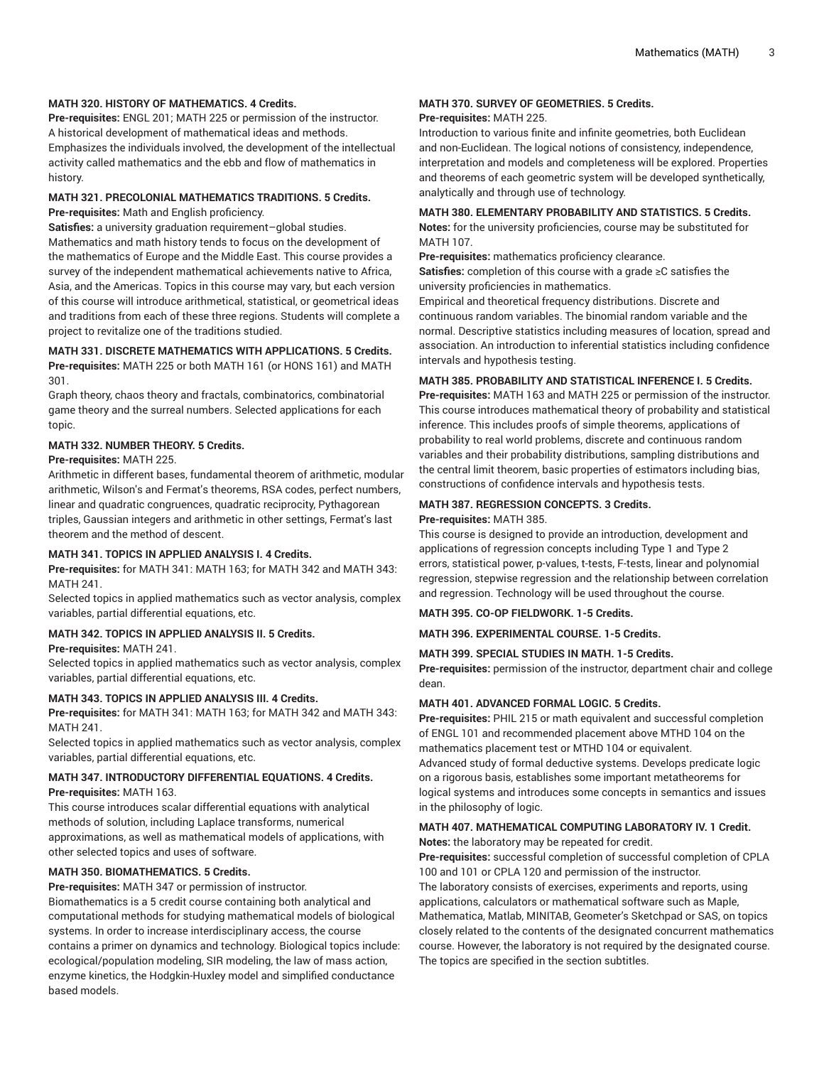#### MATH 320. HISTORY OF MATHEMATICS. 4 Credits.

**Pre-requisites:** ENGL 201; MATH 225 or permission of the instructor.
A historical development of mathematical ideas and methods. Emphasizes the individuals involved, the development of the intellectual activity called mathematics and the ebb and flow of mathematics in history.

#### MATH 321. PRECOLONIAL MATHEMATICS TRADITIONS. 5 Credits.

**Pre-requisites:** Math and English proficiency.
**Satisfies:** a university graduation requirement–global studies.
Mathematics and math history tends to focus on the development of the mathematics of Europe and the Middle East. This course provides a survey of the independent mathematical achievements native to Africa, Asia, and the Americas. Topics in this course may vary, but each version of this course will introduce arithmetical, statistical, or geometrical ideas and traditions from each of these three regions. Students will complete a project to revitalize one of the traditions studied.

#### MATH 331. DISCRETE MATHEMATICS WITH APPLICATIONS. 5 Credits.

**Pre-requisites:** MATH 225 or both MATH 161 (or HONS 161) and MATH 301.
Graph theory, chaos theory and fractals, combinatorics, combinatorial game theory and the surreal numbers. Selected applications for each topic.

#### MATH 332. NUMBER THEORY. 5 Credits.

**Pre-requisites:** MATH 225.
Arithmetic in different bases, fundamental theorem of arithmetic, modular arithmetic, Wilson's and Fermat's theorems, RSA codes, perfect numbers, linear and quadratic congruences, quadratic reciprocity, Pythagorean triples, Gaussian integers and arithmetic in other settings, Fermat's last theorem and the method of descent.

#### MATH 341. TOPICS IN APPLIED ANALYSIS I. 4 Credits.

**Pre-requisites:** for MATH 341: MATH 163; for MATH 342 and MATH 343: MATH 241.
Selected topics in applied mathematics such as vector analysis, complex variables, partial differential equations, etc.

#### MATH 342. TOPICS IN APPLIED ANALYSIS II. 5 Credits.

**Pre-requisites:** MATH 241.
Selected topics in applied mathematics such as vector analysis, complex variables, partial differential equations, etc.

#### MATH 343. TOPICS IN APPLIED ANALYSIS III. 4 Credits.

**Pre-requisites:** for MATH 341: MATH 163; for MATH 342 and MATH 343: MATH 241.
Selected topics in applied mathematics such as vector analysis, complex variables, partial differential equations, etc.

#### MATH 347. INTRODUCTORY DIFFERENTIAL EQUATIONS. 4 Credits.

**Pre-requisites:** MATH 163.
This course introduces scalar differential equations with analytical methods of solution, including Laplace transforms, numerical approximations, as well as mathematical models of applications, with other selected topics and uses of software.

#### MATH 350. BIOMATHEMATICS. 5 Credits.

**Pre-requisites:** MATH 347 or permission of instructor.
Biomathematics is a 5 credit course containing both analytical and computational methods for studying mathematical models of biological systems. In order to increase interdisciplinary access, the course contains a primer on dynamics and technology. Biological topics include: ecological/population modeling, SIR modeling, the law of mass action, enzyme kinetics, the Hodgkin-Huxley model and simplified conductance based models.

#### MATH 370. SURVEY OF GEOMETRIES. 5 Credits.

**Pre-requisites:** MATH 225.
Introduction to various finite and infinite geometries, both Euclidean and non-Euclidean. The logical notions of consistency, independence, interpretation and models and completeness will be explored. Properties and theorems of each geometric system will be developed synthetically, analytically and through use of technology.

#### MATH 380. ELEMENTARY PROBABILITY AND STATISTICS. 5 Credits.

**Notes:** for the university proficiencies, course may be substituted for MATH 107.
**Pre-requisites:** mathematics proficiency clearance.
**Satisfies:** completion of this course with a grade ≥C satisfies the university proficiencies in mathematics.
Empirical and theoretical frequency distributions. Discrete and continuous random variables. The binomial random variable and the normal. Descriptive statistics including measures of location, spread and association. An introduction to inferential statistics including confidence intervals and hypothesis testing.

#### MATH 385. PROBABILITY AND STATISTICAL INFERENCE I. 5 Credits.

**Pre-requisites:** MATH 163 and MATH 225 or permission of the instructor.
This course introduces mathematical theory of probability and statistical inference. This includes proofs of simple theorems, applications of probability to real world problems, discrete and continuous random variables and their probability distributions, sampling distributions and the central limit theorem, basic properties of estimators including bias, constructions of confidence intervals and hypothesis tests.

#### MATH 387. REGRESSION CONCEPTS. 3 Credits.

**Pre-requisites:** MATH 385.
This course is designed to provide an introduction, development and applications of regression concepts including Type 1 and Type 2 errors, statistical power, p-values, t-tests, F-tests, linear and polynomial regression, stepwise regression and the relationship between correlation and regression. Technology will be used throughout the course.

#### MATH 395. CO-OP FIELDWORK. 1-5 Credits.

#### MATH 396. EXPERIMENTAL COURSE. 1-5 Credits.

#### MATH 399. SPECIAL STUDIES IN MATH. 1-5 Credits.

**Pre-requisites:** permission of the instructor, department chair and college dean.

#### MATH 401. ADVANCED FORMAL LOGIC. 5 Credits.

**Pre-requisites:** PHIL 215 or math equivalent and successful completion of ENGL 101 and recommended placement above MTHD 104 on the mathematics placement test or MTHD 104 or equivalent.
Advanced study of formal deductive systems. Develops predicate logic on a rigorous basis, establishes some important metatheorems for logical systems and introduces some concepts in semantics and issues in the philosophy of logic.

#### MATH 407. MATHEMATICAL COMPUTING LABORATORY IV. 1 Credit.

**Notes:** the laboratory may be repeated for credit.
**Pre-requisites:** successful completion of successful completion of CPLA 100 and 101 or CPLA 120 and permission of the instructor.
The laboratory consists of exercises, experiments and reports, using applications, calculators or mathematical software such as Maple, Mathematica, Matlab, MINITAB, Geometer's Sketchpad or SAS, on topics closely related to the contents of the designated concurrent mathematics course. However, the laboratory is not required by the designated course. The topics are specified in the section subtitles.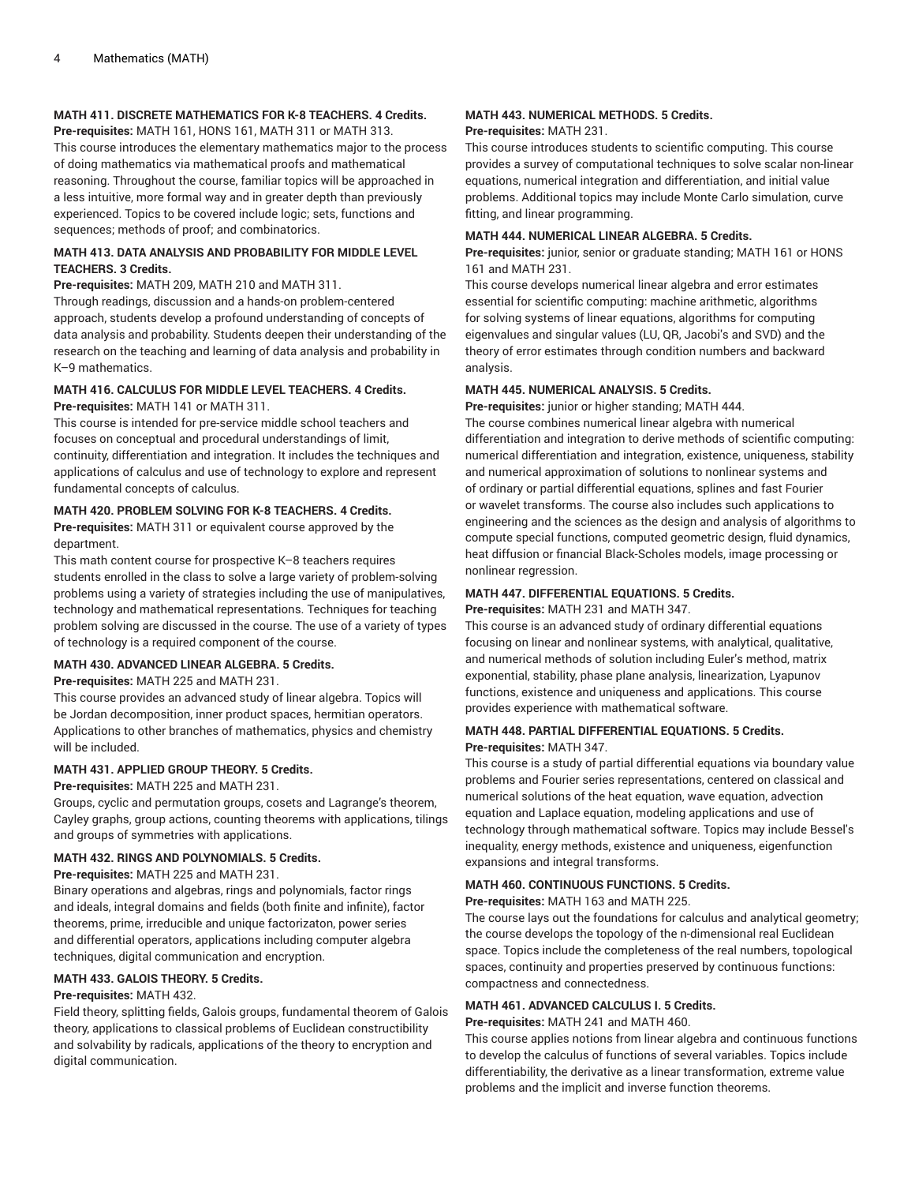### MATH 411. DISCRETE MATHEMATICS FOR K-8 TEACHERS. 4 Credits.

**Pre-requisites:** MATH 161, HONS 161, MATH 311 or MATH 313.

This course introduces the elementary mathematics major to the process of doing mathematics via mathematical proofs and mathematical reasoning. Throughout the course, familiar topics will be approached in a less intuitive, more formal way and in greater depth than previously experienced. Topics to be covered include logic; sets, functions and sequences; methods of proof; and combinatorics.

### MATH 413. DATA ANALYSIS AND PROBABILITY FOR MIDDLE LEVEL TEACHERS. 3 Credits.

**Pre-requisites:** MATH 209, MATH 210 and MATH 311.

Through readings, discussion and a hands-on problem-centered approach, students develop a profound understanding of concepts of data analysis and probability. Students deepen their understanding of the research on the teaching and learning of data analysis and probability in K–9 mathematics.

### MATH 416. CALCULUS FOR MIDDLE LEVEL TEACHERS. 4 Credits.

**Pre-requisites:** MATH 141 or MATH 311.

This course is intended for pre-service middle school teachers and focuses on conceptual and procedural understandings of limit, continuity, differentiation and integration. It includes the techniques and applications of calculus and use of technology to explore and represent fundamental concepts of calculus.

### MATH 420. PROBLEM SOLVING FOR K-8 TEACHERS. 4 Credits.

**Pre-requisites:** MATH 311 or equivalent course approved by the department.

This math content course for prospective K–8 teachers requires students enrolled in the class to solve a large variety of problem-solving problems using a variety of strategies including the use of manipulatives, technology and mathematical representations. Techniques for teaching problem solving are discussed in the course. The use of a variety of types of technology is a required component of the course.

### MATH 430. ADVANCED LINEAR ALGEBRA. 5 Credits.

**Pre-requisites:** MATH 225 and MATH 231.

This course provides an advanced study of linear algebra. Topics will be Jordan decomposition, inner product spaces, hermitian operators. Applications to other branches of mathematics, physics and chemistry will be included.

### MATH 431. APPLIED GROUP THEORY. 5 Credits.

**Pre-requisites:** MATH 225 and MATH 231.

Groups, cyclic and permutation groups, cosets and Lagrange's theorem, Cayley graphs, group actions, counting theorems with applications, tilings and groups of symmetries with applications.

### MATH 432. RINGS AND POLYNOMIALS. 5 Credits.

**Pre-requisites:** MATH 225 and MATH 231.

Binary operations and algebras, rings and polynomials, factor rings and ideals, integral domains and fields (both finite and infinite), factor theorems, prime, irreducible and unique factorizaton, power series and differential operators, applications including computer algebra techniques, digital communication and encryption.

### MATH 433. GALOIS THEORY. 5 Credits.

**Pre-requisites:** MATH 432.

Field theory, splitting fields, Galois groups, fundamental theorem of Galois theory, applications to classical problems of Euclidean constructibility and solvability by radicals, applications of the theory to encryption and digital communication.

### MATH 443. NUMERICAL METHODS. 5 Credits.

**Pre-requisites:** MATH 231.

This course introduces students to scientific computing. This course provides a survey of computational techniques to solve scalar non-linear equations, numerical integration and differentiation, and initial value problems. Additional topics may include Monte Carlo simulation, curve fitting, and linear programming.

### MATH 444. NUMERICAL LINEAR ALGEBRA. 5 Credits.

**Pre-requisites:** junior, senior or graduate standing; MATH 161 or HONS 161 and MATH 231.

This course develops numerical linear algebra and error estimates essential for scientific computing: machine arithmetic, algorithms for solving systems of linear equations, algorithms for computing eigenvalues and singular values (LU, QR, Jacobi's and SVD) and the theory of error estimates through condition numbers and backward analysis.

### MATH 445. NUMERICAL ANALYSIS. 5 Credits.

**Pre-requisites:** junior or higher standing; MATH 444.

The course combines numerical linear algebra with numerical differentiation and integration to derive methods of scientific computing: numerical differentiation and integration, existence, uniqueness, stability and numerical approximation of solutions to nonlinear systems and of ordinary or partial differential equations, splines and fast Fourier or wavelet transforms. The course also includes such applications to engineering and the sciences as the design and analysis of algorithms to compute special functions, computed geometric design, fluid dynamics, heat diffusion or financial Black-Scholes models, image processing or nonlinear regression.

### MATH 447. DIFFERENTIAL EQUATIONS. 5 Credits.

**Pre-requisites:** MATH 231 and MATH 347.

This course is an advanced study of ordinary differential equations focusing on linear and nonlinear systems, with analytical, qualitative, and numerical methods of solution including Euler's method, matrix exponential, stability, phase plane analysis, linearization, Lyapunov functions, existence and uniqueness and applications. This course provides experience with mathematical software.

### MATH 448. PARTIAL DIFFERENTIAL EQUATIONS. 5 Credits.

**Pre-requisites:** MATH 347.

This course is a study of partial differential equations via boundary value problems and Fourier series representations, centered on classical and numerical solutions of the heat equation, wave equation, advection equation and Laplace equation, modeling applications and use of technology through mathematical software. Topics may include Bessel's inequality, energy methods, existence and uniqueness, eigenfunction expansions and integral transforms.

### MATH 460. CONTINUOUS FUNCTIONS. 5 Credits.

**Pre-requisites:** MATH 163 and MATH 225.

The course lays out the foundations for calculus and analytical geometry; the course develops the topology of the n-dimensional real Euclidean space. Topics include the completeness of the real numbers, topological spaces, continuity and properties preserved by continuous functions: compactness and connectedness.

### MATH 461. ADVANCED CALCULUS I. 5 Credits.

**Pre-requisites:** MATH 241 and MATH 460.

This course applies notions from linear algebra and continuous functions to develop the calculus of functions of several variables. Topics include differentiability, the derivative as a linear transformation, extreme value problems and the implicit and inverse function theorems.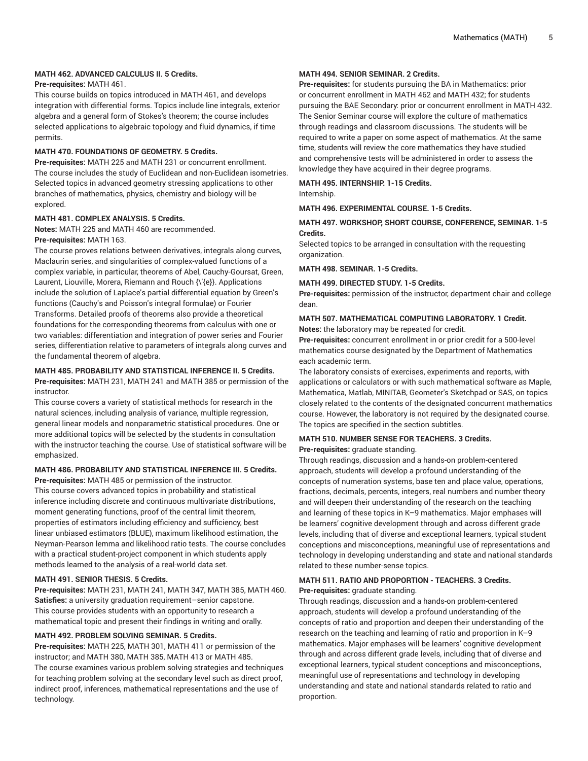**MATH 462. ADVANCED CALCULUS II. 5 Credits.**

**Pre-requisites:** MATH 461.

This course builds on topics introduced in MATH 461, and develops integration with differential forms. Topics include line integrals, exterior algebra and a general form of Stokes's theorem; the course includes selected applications to algebraic topology and fluid dynamics, if time permits.

**MATH 470. FOUNDATIONS OF GEOMETRY. 5 Credits.**

**Pre-requisites:** MATH 225 and MATH 231 or concurrent enrollment.

The course includes the study of Euclidean and non-Euclidean isometries. Selected topics in advanced geometry stressing applications to other branches of mathematics, physics, chemistry and biology will be explored.

**MATH 481. COMPLEX ANALYSIS. 5 Credits.**

**Notes:** MATH 225 and MATH 460 are recommended.

**Pre-requisites:** MATH 163.

The course proves relations between derivatives, integrals along curves, Maclaurin series, and singularities of complex-valued functions of a complex variable, in particular, theorems of Abel, Cauchy-Goursat, Green, Laurent, Liouville, Morera, Riemann and Rouch {\'{e}}. Applications include the solution of Laplace's partial differential equation by Green's functions (Cauchy's and Poisson's integral formulae) or Fourier Transforms. Detailed proofs of theorems also provide a theoretical foundations for the corresponding theorems from calculus with one or two variables: differentiation and integration of power series and Fourier series, differentiation relative to parameters of integrals along curves and the fundamental theorem of algebra.

**MATH 485. PROBABILITY AND STATISTICAL INFERENCE II. 5 Credits.**

**Pre-requisites:** MATH 231, MATH 241 and MATH 385 or permission of the instructor.

This course covers a variety of statistical methods for research in the natural sciences, including analysis of variance, multiple regression, general linear models and nonparametric statistical procedures. One or more additional topics will be selected by the students in consultation with the instructor teaching the course. Use of statistical software will be emphasized.

**MATH 486. PROBABILITY AND STATISTICAL INFERENCE III. 5 Credits.**

**Pre-requisites:** MATH 485 or permission of the instructor.

This course covers advanced topics in probability and statistical inference including discrete and continuous multivariate distributions, moment generating functions, proof of the central limit theorem, properties of estimators including efficiency and sufficiency, best linear unbiased estimators (BLUE), maximum likelihood estimation, the Neyman-Pearson lemma and likelihood ratio tests. The course concludes with a practical student-project component in which students apply methods learned to the analysis of a real-world data set.

**MATH 491. SENIOR THESIS. 5 Credits.**

**Pre-requisites:** MATH 231, MATH 241, MATH 347, MATH 385, MATH 460.

**Satisfies:** a university graduation requirement—senior capstone.

This course provides students with an opportunity to research a mathematical topic and present their findings in writing and orally.

**MATH 492. PROBLEM SOLVING SEMINAR. 5 Credits.**

**Pre-requisites:** MATH 225, MATH 301, MATH 411 or permission of the instructor; and MATH 380, MATH 385, MATH 413 or MATH 485.

The course examines various problem solving strategies and techniques for teaching problem solving at the secondary level such as direct proof, indirect proof, inferences, mathematical representations and the use of technology.

**MATH 494. SENIOR SEMINAR. 2 Credits.**

**Pre-requisites:** for students pursuing the BA in Mathematics: prior or concurrent enrollment in MATH 462 and MATH 432; for students pursuing the BAE Secondary: prior or concurrent enrollment in MATH 432.

The Senior Seminar course will explore the culture of mathematics through readings and classroom discussions. The students will be required to write a paper on some aspect of mathematics. At the same time, students will review the core mathematics they have studied and comprehensive tests will be administered in order to assess the knowledge they have acquired in their degree programs.

**MATH 495. INTERNSHIP. 1-15 Credits.**

Internship.

**MATH 496. EXPERIMENTAL COURSE. 1-5 Credits.**

**MATH 497. WORKSHOP, SHORT COURSE, CONFERENCE, SEMINAR. 1-5 Credits.**

Selected topics to be arranged in consultation with the requesting organization.

**MATH 498. SEMINAR. 1-5 Credits.**

**MATH 499. DIRECTED STUDY. 1-5 Credits.**

**Pre-requisites:** permission of the instructor, department chair and college dean.

**MATH 507. MATHEMATICAL COMPUTING LABORATORY. 1 Credit.**

**Notes:** the laboratory may be repeated for credit.

**Pre-requisites:** concurrent enrollment in or prior credit for a 500-level mathematics course designated by the Department of Mathematics each academic term.

The laboratory consists of exercises, experiments and reports, with applications or calculators or with such mathematical software as Maple, Mathematica, Matlab, MINITAB, Geometer's Sketchpad or SAS, on topics closely related to the contents of the designated concurrent mathematics course. However, the laboratory is not required by the designated course. The topics are specified in the section subtitles.

**MATH 510. NUMBER SENSE FOR TEACHERS. 3 Credits.**

**Pre-requisites:** graduate standing.

Through readings, discussion and a hands-on problem-centered approach, students will develop a profound understanding of the concepts of numeration systems, base ten and place value, operations, fractions, decimals, percents, integers, real numbers and number theory and will deepen their understanding of the research on the teaching and learning of these topics in K–9 mathematics. Major emphases will be learners' cognitive development through and across different grade levels, including that of diverse and exceptional learners, typical student conceptions and misconceptions, meaningful use of representations and technology in developing understanding and state and national standards related to these number-sense topics.

**MATH 511. RATIO AND PROPORTION - TEACHERS. 3 Credits.**

**Pre-requisites:** graduate standing.

Through readings, discussion and a hands-on problem-centered approach, students will develop a profound understanding of the concepts of ratio and proportion and deepen their understanding of the research on the teaching and learning of ratio and proportion in K–9 mathematics. Major emphases will be learners' cognitive development through and across different grade levels, including that of diverse and exceptional learners, typical student conceptions and misconceptions, meaningful use of representations and technology in developing understanding and state and national standards related to ratio and proportion.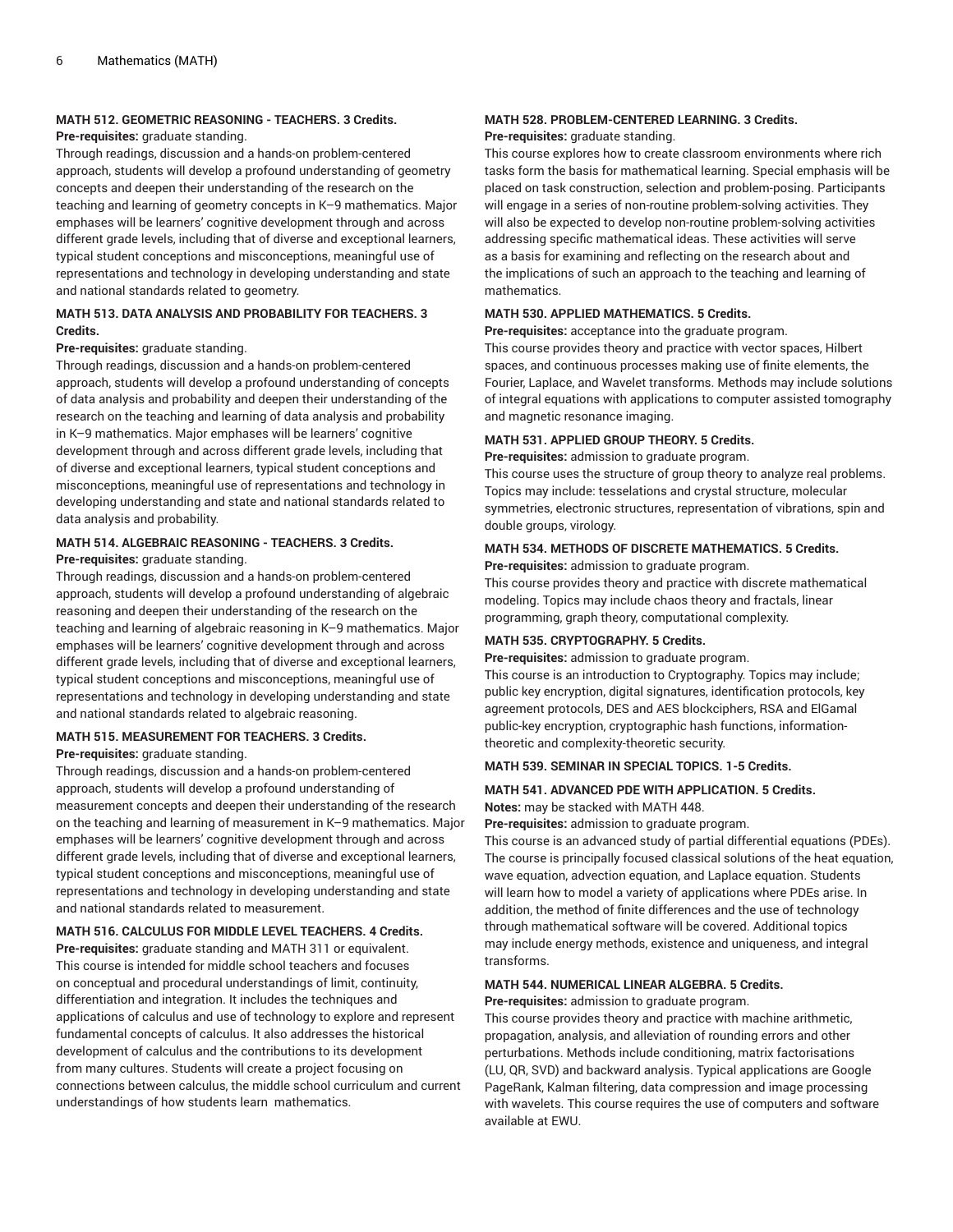#### MATH 512. GEOMETRIC REASONING - TEACHERS. 3 Credits.

**Pre-requisites:** graduate standing.

Through readings, discussion and a hands-on problem-centered approach, students will develop a profound understanding of geometry concepts and deepen their understanding of the research on the teaching and learning of geometry concepts in K–9 mathematics. Major emphases will be learners' cognitive development through and across different grade levels, including that of diverse and exceptional learners, typical student conceptions and misconceptions, meaningful use of representations and technology in developing understanding and state and national standards related to geometry.

#### MATH 513. DATA ANALYSIS AND PROBABILITY FOR TEACHERS. 3 Credits.

**Pre-requisites:** graduate standing.

Through readings, discussion and a hands-on problem-centered approach, students will develop a profound understanding of concepts of data analysis and probability and deepen their understanding of the research on the teaching and learning of data analysis and probability in K–9 mathematics. Major emphases will be learners' cognitive development through and across different grade levels, including that of diverse and exceptional learners, typical student conceptions and misconceptions, meaningful use of representations and technology in developing understanding and state and national standards related to data analysis and probability.

#### MATH 514. ALGEBRAIC REASONING - TEACHERS. 3 Credits.

**Pre-requisites:** graduate standing.

Through readings, discussion and a hands-on problem-centered approach, students will develop a profound understanding of algebraic reasoning and deepen their understanding of the research on the teaching and learning of algebraic reasoning in K–9 mathematics. Major emphases will be learners' cognitive development through and across different grade levels, including that of diverse and exceptional learners, typical student conceptions and misconceptions, meaningful use of representations and technology in developing understanding and state and national standards related to algebraic reasoning.

#### MATH 515. MEASUREMENT FOR TEACHERS. 3 Credits.

**Pre-requisites:** graduate standing.

Through readings, discussion and a hands-on problem-centered approach, students will develop a profound understanding of measurement concepts and deepen their understanding of the research on the teaching and learning of measurement in K–9 mathematics. Major emphases will be learners' cognitive development through and across different grade levels, including that of diverse and exceptional learners, typical student conceptions and misconceptions, meaningful use of representations and technology in developing understanding and state and national standards related to measurement.

#### MATH 516. CALCULUS FOR MIDDLE LEVEL TEACHERS. 4 Credits.

**Pre-requisites:** graduate standing and MATH 311 or equivalent.

This course is intended for middle school teachers and focuses on conceptual and procedural understandings of limit, continuity, differentiation and integration. It includes the techniques and applications of calculus and use of technology to explore and represent fundamental concepts of calculus. It also addresses the historical development of calculus and the contributions to its development from many cultures. Students will create a project focusing on connections between calculus, the middle school curriculum and current understandings of how students learn mathematics.

#### MATH 528. PROBLEM-CENTERED LEARNING. 3 Credits.

**Pre-requisites:** graduate standing.

This course explores how to create classroom environments where rich tasks form the basis for mathematical learning. Special emphasis will be placed on task construction, selection and problem-posing. Participants will engage in a series of non-routine problem-solving activities. They will also be expected to develop non-routine problem-solving activities addressing specific mathematical ideas. These activities will serve as a basis for examining and reflecting on the research about and the implications of such an approach to the teaching and learning of mathematics.

#### MATH 530. APPLIED MATHEMATICS. 5 Credits.

**Pre-requisites:** acceptance into the graduate program.

This course provides theory and practice with vector spaces, Hilbert spaces, and continuous processes making use of finite elements, the Fourier, Laplace, and Wavelet transforms. Methods may include solutions of integral equations with applications to computer assisted tomography and magnetic resonance imaging.

#### MATH 531. APPLIED GROUP THEORY. 5 Credits.

**Pre-requisites:** admission to graduate program.

This course uses the structure of group theory to analyze real problems. Topics may include: tesselations and crystal structure, molecular symmetries, electronic structures, representation of vibrations, spin and double groups, virology.

#### MATH 534. METHODS OF DISCRETE MATHEMATICS. 5 Credits.

**Pre-requisites:** admission to graduate program.

This course provides theory and practice with discrete mathematical modeling. Topics may include chaos theory and fractals, linear programming, graph theory, computational complexity.

#### MATH 535. CRYPTOGRAPHY. 5 Credits.

**Pre-requisites:** admission to graduate program.

This course is an introduction to Cryptography. Topics may include; public key encryption, digital signatures, identification protocols, key agreement protocols, DES and AES blockciphers, RSA and ElGamal public-key encryption, cryptographic hash functions, information-theoretic and complexity-theoretic security.

#### MATH 539. SEMINAR IN SPECIAL TOPICS. 1-5 Credits.

#### MATH 541. ADVANCED PDE WITH APPLICATION. 5 Credits.

**Notes:** may be stacked with MATH 448.

**Pre-requisites:** admission to graduate program.

This course is an advanced study of partial differential equations (PDEs). The course is principally focused classical solutions of the heat equation, wave equation, advection equation, and Laplace equation. Students will learn how to model a variety of applications where PDEs arise. In addition, the method of finite differences and the use of technology through mathematical software will be covered. Additional topics may include energy methods, existence and uniqueness, and integral transforms.

#### MATH 544. NUMERICAL LINEAR ALGEBRA. 5 Credits.

**Pre-requisites:** admission to graduate program.

This course provides theory and practice with machine arithmetic, propagation, analysis, and alleviation of rounding errors and other perturbations. Methods include conditioning, matrix factorisations (LU, QR, SVD) and backward analysis. Typical applications are Google PageRank, Kalman filtering, data compression and image processing with wavelets. This course requires the use of computers and software available at EWU.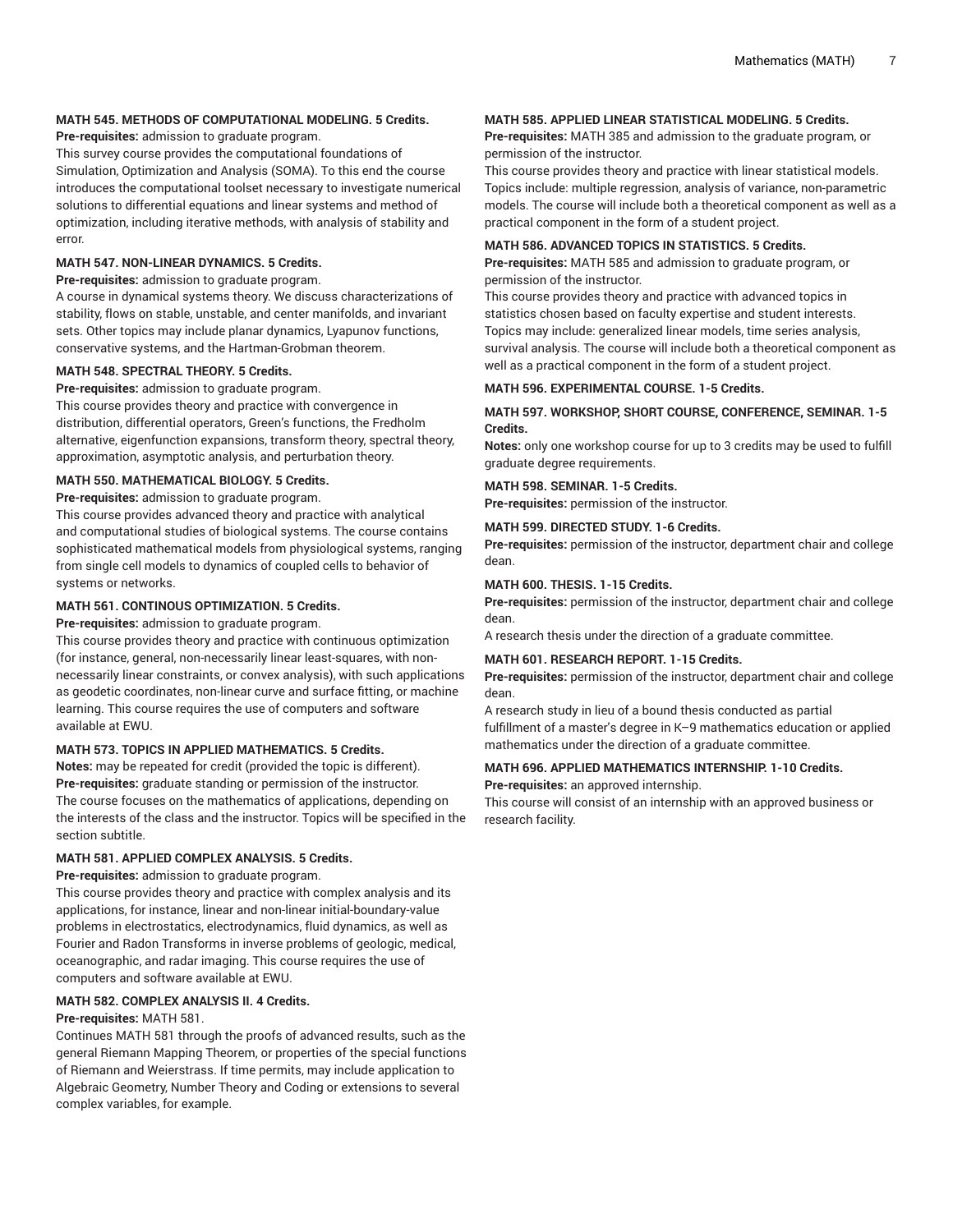**MATH 545. METHODS OF COMPUTATIONAL MODELING. 5 Credits.**

**Pre-requisites:** admission to graduate program.

This survey course provides the computational foundations of Simulation, Optimization and Analysis (SOMA). To this end the course introduces the computational toolset necessary to investigate numerical solutions to differential equations and linear systems and method of optimization, including iterative methods, with analysis of stability and error.

**MATH 547. NON-LINEAR DYNAMICS. 5 Credits.**

**Pre-requisites:** admission to graduate program.

A course in dynamical systems theory. We discuss characterizations of stability, flows on stable, unstable, and center manifolds, and invariant sets. Other topics may include planar dynamics, Lyapunov functions, conservative systems, and the Hartman-Grobman theorem.

**MATH 548. SPECTRAL THEORY. 5 Credits.**

**Pre-requisites:** admission to graduate program.

This course provides theory and practice with convergence in distribution, differential operators, Green's functions, the Fredholm alternative, eigenfunction expansions, transform theory, spectral theory, approximation, asymptotic analysis, and perturbation theory.

**MATH 550. MATHEMATICAL BIOLOGY. 5 Credits.**

**Pre-requisites:** admission to graduate program.

This course provides advanced theory and practice with analytical and computational studies of biological systems. The course contains sophisticated mathematical models from physiological systems, ranging from single cell models to dynamics of coupled cells to behavior of systems or networks.

**MATH 561. CONTINOUS OPTIMIZATION. 5 Credits.**

**Pre-requisites:** admission to graduate program.

This course provides theory and practice with continuous optimization (for instance, general, non-necessarily linear least-squares, with non-necessarily linear constraints, or convex analysis), with such applications as geodetic coordinates, non-linear curve and surface fitting, or machine learning. This course requires the use of computers and software available at EWU.

**MATH 573. TOPICS IN APPLIED MATHEMATICS. 5 Credits.**

**Notes:** may be repeated for credit (provided the topic is different).

**Pre-requisites:** graduate standing or permission of the instructor.

The course focuses on the mathematics of applications, depending on the interests of the class and the instructor. Topics will be specified in the section subtitle.

**MATH 581. APPLIED COMPLEX ANALYSIS. 5 Credits.**

**Pre-requisites:** admission to graduate program.

This course provides theory and practice with complex analysis and its applications, for instance, linear and non-linear initial-boundary-value problems in electrostatics, electrodynamics, fluid dynamics, as well as Fourier and Radon Transforms in inverse problems of geologic, medical, oceanographic, and radar imaging. This course requires the use of computers and software available at EWU.

**MATH 582. COMPLEX ANALYSIS II. 4 Credits.**

**Pre-requisites:** MATH 581.

Continues MATH 581 through the proofs of advanced results, such as the general Riemann Mapping Theorem, or properties of the special functions of Riemann and Weierstrass. If time permits, may include application to Algebraic Geometry, Number Theory and Coding or extensions to several complex variables, for example.

**MATH 585. APPLIED LINEAR STATISTICAL MODELING. 5 Credits.**

**Pre-requisites:** MATH 385 and admission to the graduate program, or permission of the instructor.

This course provides theory and practice with linear statistical models. Topics include: multiple regression, analysis of variance, non-parametric models. The course will include both a theoretical component as well as a practical component in the form of a student project.

**MATH 586. ADVANCED TOPICS IN STATISTICS. 5 Credits.**

**Pre-requisites:** MATH 585 and admission to graduate program, or permission of the instructor.

This course provides theory and practice with advanced topics in statistics chosen based on faculty expertise and student interests. Topics may include: generalized linear models, time series analysis, survival analysis. The course will include both a theoretical component as well as a practical component in the form of a student project.

**MATH 596. EXPERIMENTAL COURSE. 1-5 Credits.**

**MATH 597. WORKSHOP, SHORT COURSE, CONFERENCE, SEMINAR. 1-5 Credits.**

**Notes:** only one workshop course for up to 3 credits may be used to fulfill graduate degree requirements.

**MATH 598. SEMINAR. 1-5 Credits.**

**Pre-requisites:** permission of the instructor.

**MATH 599. DIRECTED STUDY. 1-6 Credits.**

**Pre-requisites:** permission of the instructor, department chair and college dean.

**MATH 600. THESIS. 1-15 Credits.**

**Pre-requisites:** permission of the instructor, department chair and college dean.

A research thesis under the direction of a graduate committee.

**MATH 601. RESEARCH REPORT. 1-15 Credits.**

**Pre-requisites:** permission of the instructor, department chair and college dean.

A research study in lieu of a bound thesis conducted as partial fulfillment of a master's degree in K–9 mathematics education or applied mathematics under the direction of a graduate committee.

**MATH 696. APPLIED MATHEMATICS INTERNSHIP. 1-10 Credits.**

**Pre-requisites:** an approved internship.

This course will consist of an internship with an approved business or research facility.